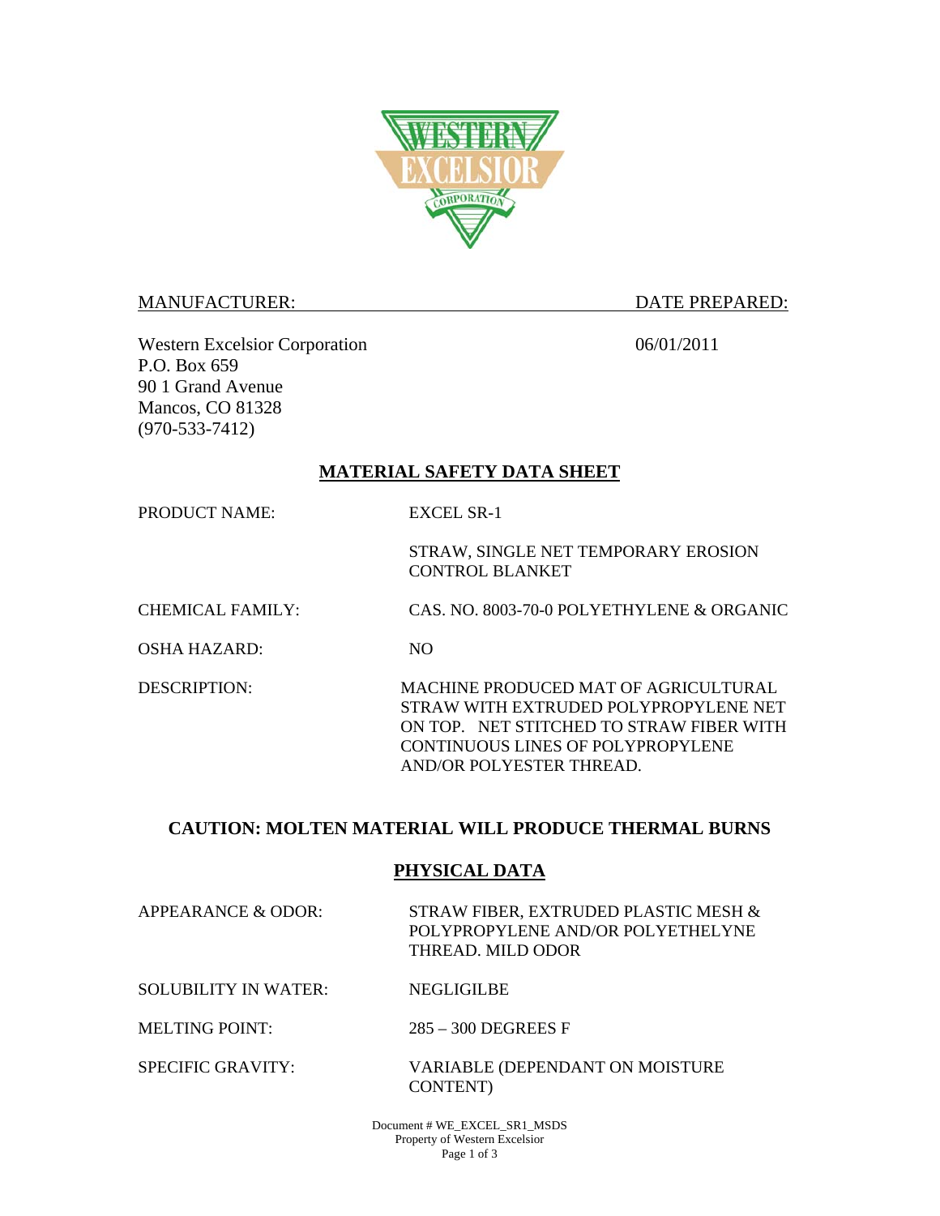MANUFACTURER: DATE PREPARED:

Western Excelsior Corporation
P.O. Box 659
90 1 Grand Avenue
Mancos, CO 81328
(970-533-7412)

06/01/2011

## MATERIAL SAFETY DATA SHEET

PRODUCT NAME: EXCEL SR-1

STRAW, SINGLE NET TEMPORARY EROSION CONTROL BLANKET

CHEMICAL FAMILY: CAS. NO. 8003-70-0 POLYETHYLENE & ORGANIC

OSHA HAZARD: NO

DESCRIPTION: MACHINE PRODUCED MAT OF AGRICULTURAL STRAW WITH EXTRUDED POLYPROPYLENE NET ON TOP. NET STITCHED TO STRAW FIBER WITH CONTINUOUS LINES OF POLYPROPYLENE AND/OR POLYESTER THREAD.

**CAUTION: MOLTEN MATERIAL WILL PRODUCE THERMAL BURNS**

## PHYSICAL DATA

APPEARANCE & ODOR: STRAW FIBER, EXTRUDED PLASTIC MESH & POLYPROPYLENE AND/OR POLYETHELYNE THREAD. MILD ODOR

SOLUBILITY IN WATER: NEGLIGILBE

MELTING POINT: 285 – 300 DEGREES F

SPECIFIC GRAVITY: VARIABLE (DEPENDANT ON MOISTURE CONTENT)

Document # WE_EXCEL_SR1_MSDS
Property of Western Excelsior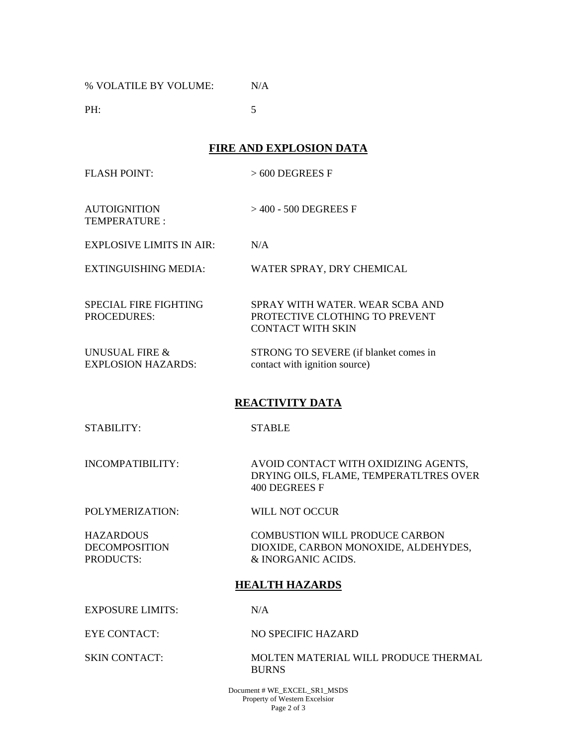| | |
|---|---|
| % VOLATILE BY VOLUME: | N/A |
| PH: | 5 |

## FIRE AND EXPLOSION DATA

| | |
|---|---|
| FLASH POINT: | > 600 DEGREES F |
| AUTOIGNITION TEMPERATURE : | > 400 - 500 DEGREES F |
| EXPLOSIVE LIMITS IN AIR: | N/A |
| EXTINGUISHING MEDIA: | WATER SPRAY, DRY CHEMICAL |
| SPECIAL FIRE FIGHTING PROCEDURES: | SPRAY WITH WATER. WEAR SCBA AND PROTECTIVE CLOTHING TO PREVENT CONTACT WITH SKIN |
| UNUSUAL FIRE & EXPLOSION HAZARDS: | STRONG TO SEVERE (if blanket comes in contact with ignition source) |

## REACTIVITY DATA

| | |
|---|---|
| STABILITY: | STABLE |
| INCOMPATIBILITY: | AVOID CONTACT WITH OXIDIZING AGENTS, DRYING OILS, FLAME, TEMPERATLTRES OVER 400 DEGREES F |
| POLYMERIZATION: | WILL NOT OCCUR |
| HAZARDOUS DECOMPOSITION PRODUCTS: | COMBUSTION WILL PRODUCE CARBON DIOXIDE, CARBON MONOXIDE, ALDEHYDES, & INORGANIC ACIDS. |

## HEALTH HAZARDS

| | |
|---|---|
| EXPOSURE LIMITS: | N/A |
| EYE CONTACT: | NO SPECIFIC HAZARD |
| SKIN CONTACT: | MOLTEN MATERIAL WILL PRODUCE THERMAL BURNS |

Document # WE_EXCEL_SR1_MSDS
Property of Western Excelsior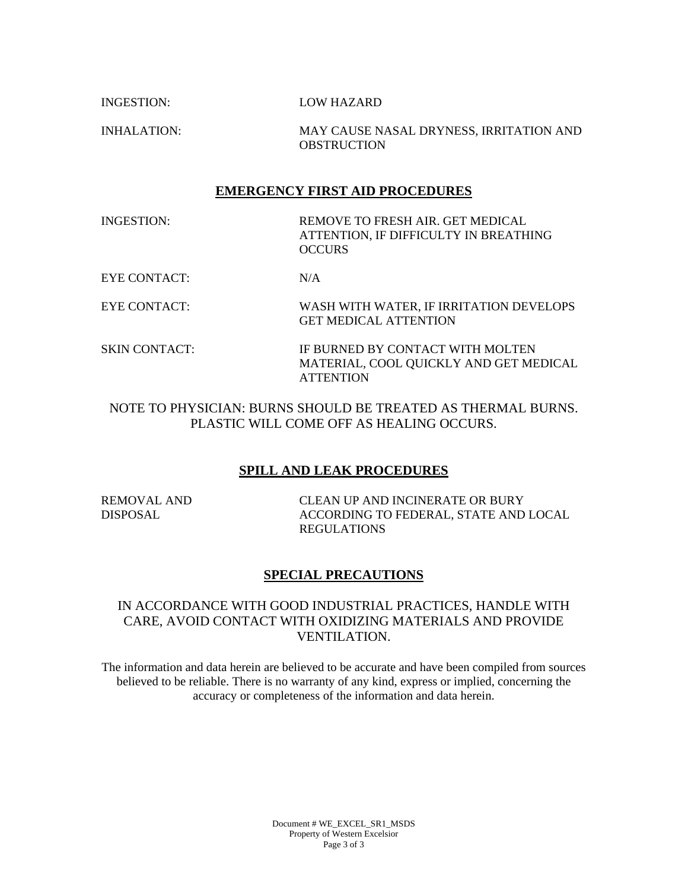INGESTION: LOW HAZARD

INHALATION: MAY CAUSE NASAL DRYNESS, IRRITATION AND OBSTRUCTION

## EMERGENCY FIRST AID PROCEDURES

INGESTION: REMOVE TO FRESH AIR. GET MEDICAL ATTENTION, IF DIFFICULTY IN BREATHING OCCURS

EYE CONTACT: N/A

EYE CONTACT: WASH WITH WATER, IF IRRITATION DEVELOPS GET MEDICAL ATTENTION

SKIN CONTACT: IF BURNED BY CONTACT WITH MOLTEN MATERIAL, COOL QUICKLY AND GET MEDICAL ATTENTION

NOTE TO PHYSICIAN: BURNS SHOULD BE TREATED AS THERMAL BURNS. PLASTIC WILL COME OFF AS HEALING OCCURS.

## SPILL AND LEAK PROCEDURES

REMOVAL AND DISPOSAL: CLEAN UP AND INCINERATE OR BURY ACCORDING TO FEDERAL, STATE AND LOCAL REGULATIONS

## SPECIAL PRECAUTIONS

IN ACCORDANCE WITH GOOD INDUSTRIAL PRACTICES, HANDLE WITH CARE, AVOID CONTACT WITH OXIDIZING MATERIALS AND PROVIDE VENTILATION.

The information and data herein are believed to be accurate and have been compiled from sources believed to be reliable. There is no warranty of any kind, express or implied, concerning the accuracy or completeness of the information and data herein.

Document # WE_EXCEL_SR1_MSDS
Property of Western Excelsior